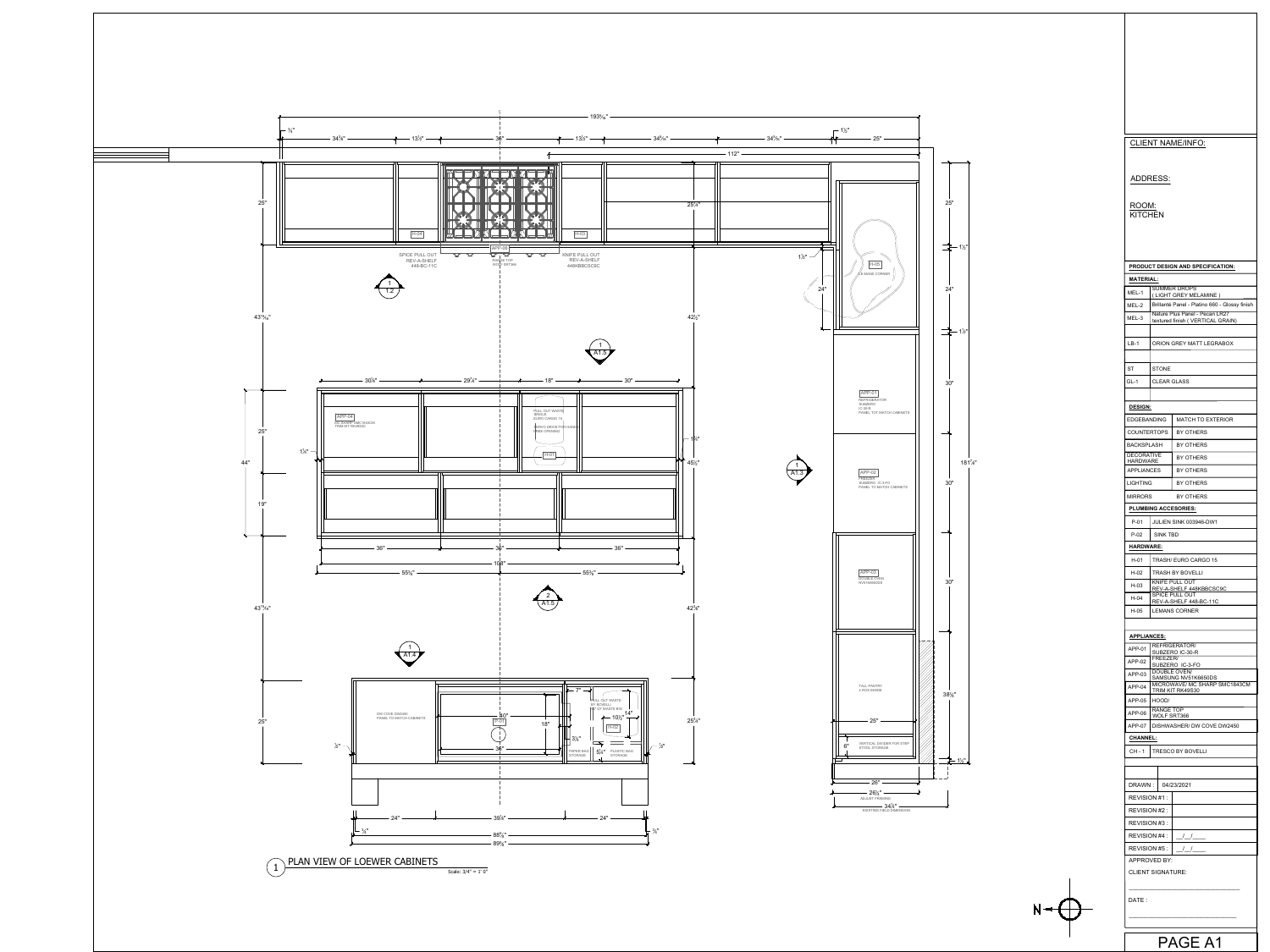# PLAN VIEW OF LOEWER CABINETS

Scale: 3/4" = 1' 0"

**CLIENT NAME/INFO:**

**ADDRESS:**

**ROOM:**
KITCHEN

**PRODUCT DESIGN AND SPECIFICATION:**

**MATERIAL:**

| | |
|---|---|
| MEL-1 | SUMMER DROPS ( LIGHT GREY MELAMINE ) |
| MEL-2 | Brillanté Panel - Platino 660 - Glossy finish |
| MEL-3 | Nature Plus Panel - Pecan LR27 textured finish ( VERTICAL GRAIN) |
| LB-1 | ORION GREY MATT LEGRABOX |
| ST | STONE |
| GL-1 | CLEAR GLASS |

**DESIGN:**

| | |
|---|---|
| EDGEBANDING | MATCH TO EXTERIOR |
| COUNTERTOPS | BY OTHERS |
| BACKSPLASH | BY OTHERS |
| DECORATIVE HARDWARE | BY OTHERS |
| APPLIANCES | BY OTHERS |
| LIGHTING | BY OTHERS |
| MIRRORS | BY OTHERS |

**PLUMBING ACCESORIES:**

| | |
|---|---|
| P-01 | JULIEN SINK 003946-DW1 |
| P-02 | SINK TBD |

**HARDWARE:**

| | |
|---|---|
| H-01 | TRASH/ EURO CARGO 15 |
| H-02 | TRASH BY BOVELLI |
| H-03 | KNIFE PULL OUT REV-A-SHELF 448KBBCSC9C |
| H-04 | SPICE PULL OUT REV-A-SHELF 448-BC-11C |
| H-05 | LEMANS CORNER |

**APPLIANCES:**

| | |
|---|---|
| APP-01 | REFRIGERATOR/ SUBZERO IC-30-R |
| APP-02 | FREEZER/ SUBZERO IC-3-FO |
| APP-03 | DOUBLE OVEN/ SAMSUNG NV51K6650DS |
| APP-04 | MICROWAVE/ MC SHARP SMC1843CM TRIM KIT RK49S30 |
| APP-05 | HOOD/ |
| APP-06 | RANGE TOP WOLF SRT366 |
| APP-07 | DISHWASHER/ DW COVE DW2450 |

**CHANNEL:**

| | |
|---|---|
| CH - 1 | TRESCO BY BOVELLI |

| | |
|---|---|
| DRAWN : | 04/23/2021 |
| REVISION #1 : | |
| REVISION #2 : | |
| REVISION #3 : | |
| REVISION #4 : | __/__/____ |
| REVISION #5 : | __/__/____ |

APPROVED BY:

CLIENT SIGNATURE:

DATE :

PAGE A1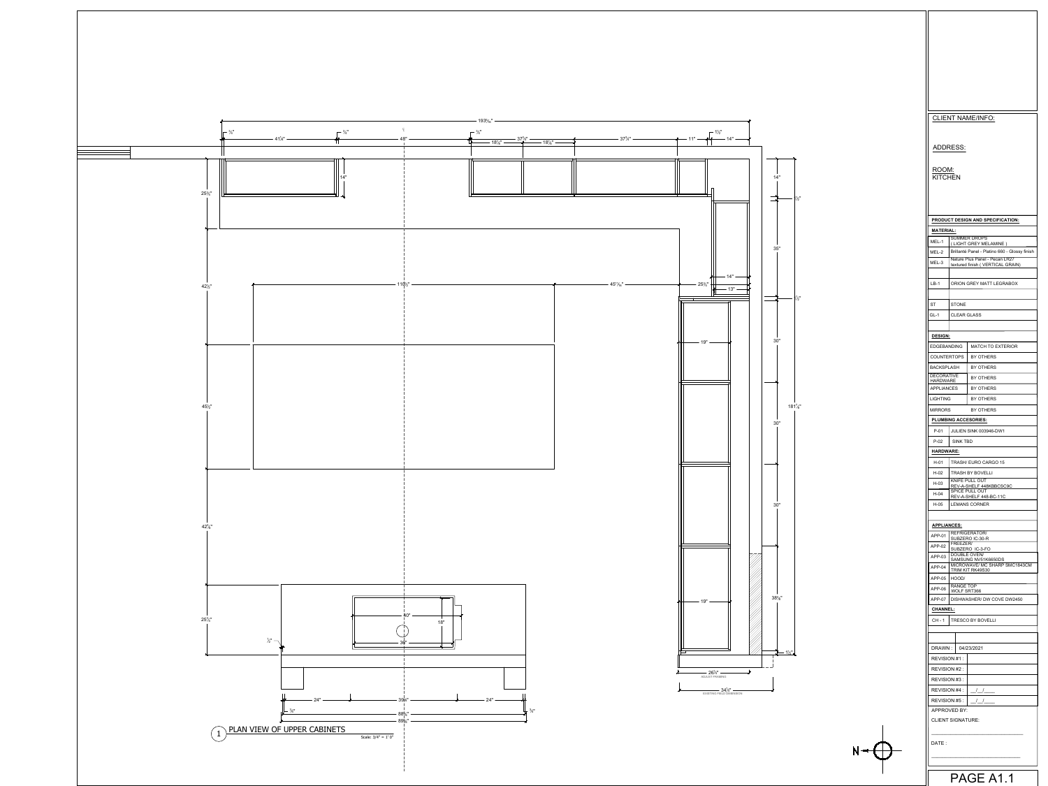# PLAN VIEW OF UPPER CABINETS

Scale: 3/4" = 1' 0"

193⅜"

¾" | 41⅛" | ¾" | 48" | ¾" | 18⅞" | 37½" | 18⅞" | 37½" | 11" | 1½" | 14"

14" | 25¾" | 42⅞" | 45½" | 42⅞" | 25¾"

110⅞" | 45⁷⁄₁₆" | 25⅛" | 14" | 13"

14" | ½" | 36" | ½" | 30" | 30" | 30" | 38⅛" | 1½" | 181⅞"

19" | 19"

40" | 18" | 36"

½"

24" | 39⅝" | 24"

⅜" | 88⅝" | ⅜" | 89⅜"

26½" ADJUST FRAMING

34⅞" EXISTING FIELD DIMENSION

N

CLIENT NAME/INFO:

ADDRESS:

ROOM:
KITCHEN

| PRODUCT DESIGN AND SPECIFICATION: | |
|---|---|
| **MATERIAL:** | |
| MEL-1 | SUMMER DROPS ( LIGHT GREY MELAMINE ) |
| MEL-2 | Brillanté Panel - Platino 660 - Glossy finish |
| MEL-3 | Nature Plus Panel - Pecan LR27 textured finish ( VERTICAL GRAIN) |
| LB-1 | ORION GREY MATT LEGRABOX |
| ST | STONE |
| GL-1 | CLEAR GLASS |
| **DESIGN:** | |
| EDGEBANDING | MATCH TO EXTERIOR |
| COUNTERTOPS | BY OTHERS |
| BACKSPLASH | BY OTHERS |
| DECORATIVE HARDWARE | BY OTHERS |
| APPLIANCES | BY OTHERS |
| LIGHTING | BY OTHERS |
| MIRRORS | BY OTHERS |
| **PLUMBING ACCESORIES:** | |
| P-01 | JULIEN SINK 003946-DW1 |
| P-02 | SINK TBD |
| **HARDWARE:** | |
| H-01 | TRASH/ EURO CARGO 15 |
| H-02 | TRASH BY BOVELLI |
| H-03 | KNIFE PULL OUT REV-A-SHELF 448KBBCSC9C |
| H-04 | SPICE PULL OUT REV-A-SHELF 448-BC-11C |
| H-05 | LEMANS CORNER |
| **APPLIANCES:** | |
| APP-01 | REFRIGERATOR/ SUBZERO IC-30-R |
| APP-02 | FREEZER/ SUBZERO IC-3-FO |
| APP-03 | DOUBLE OVEN/ SAMSUNG NV51K6650DS |
| APP-04 | MICROWAVE/ MC SHARP SMC1843CM TRIM KIT RK49S30 |
| APP-05 | HOOD/ |
| APP-06 | RANGE TOP WOLF SRT366 |
| APP-07 | DISHWASHER/ DW COVE DW2450 |
| **CHANNEL:** | |
| CH - 1 | TRESCO BY BOVELLI |

| | |
|---|---|
| DRAWN : | 04/23/2021 |
| REVISION #1 : | |
| REVISION #2 : | |
| REVISION #3 : | |
| REVISION #4 : | __/__/____ |
| REVISION #5 : | __/__/____ |

APPROVED BY:

CLIENT SIGNATURE:

DATE :

PAGE A1.1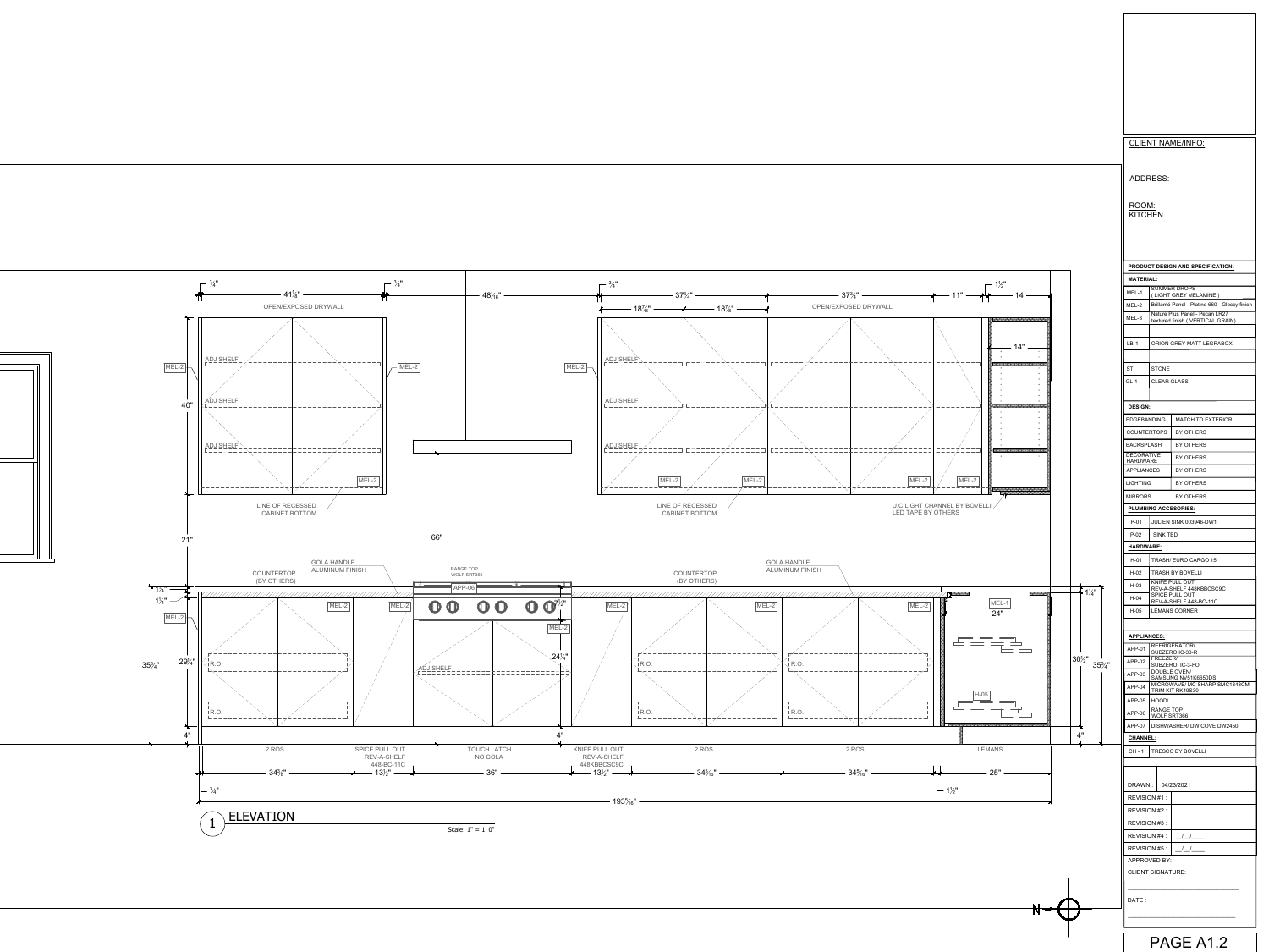# 1 ELEVATION

Scale: 1" = 1' 0"

OPEN/EXPOSED DRYWALL

ADJ SHELF

LINE OF RECESSED CABINET BOTTOM

COUNTERTOP (BY OTHERS)

GOLA HANDLE ALUMINUM FINISH

RANGE TOP WOLF SRT366

APP-06

U.C.LIGHT CHANNEL BY BOVELLI LED TAPE BY OTHERS

R.O.

| 2 ROS | SPICE PULL OUT REV-A-SHELF 448-BC-11C | TOUCH LATCH NO GOLA | KNIFE PULL OUT REV-A-SHELF 448KBBCSC9C | 2 ROS | 2 ROS | LEMANS |
|---|---|---|---|---|---|---|
| 34⅜" | 13½" | 36" | 13½" | 34⁵⁄₁₆" | 34⁵⁄₁₆" | 25" |

Overall: 193⁵⁄₁₆"

Other dimensions: ¾", 41⅞", ¾", 48¹⁄₁₆", ¾", 37¾", 18⅞", 18⅞", 37¾", 11", 1½", 14, 14", 40", 21", 66", 24¼", 1¼", 35¾", 29¾", 4", 30½", 24", 1½"

CLIENT NAME/INFO:

ADDRESS:

ROOM: KITCHEN

## PRODUCT DESIGN AND SPECIFICATION:

**MATERIAL:**

| | |
|---|---|
| MEL-1 | SUMMER DROPS ( LIGHT GREY MELAMINE ) |
| MEL-2 | Brillanté Panel - Platino 660 - Glossy finish |
| MEL-3 | Nature Plus Panel - Pecan LR27 textured finish ( VERTICAL GRAIN) |
| LB-1 | ORION GREY MATT LEGRABOX |
| ST | STONE |
| GL-1 | CLEAR GLASS |

**DESIGN:**

| | |
|---|---|
| EDGEBANDING | MATCH TO EXTERIOR |
| COUNTERTOPS | BY OTHERS |
| BACKSPLASH | BY OTHERS |
| DECORATIVE HARDWARE | BY OTHERS |
| APPLIANCES | BY OTHERS |
| LIGHTING | BY OTHERS |
| MIRRORS | BY OTHERS |

**PLUMBING ACCESORIES:**

| | |
|---|---|
| P-01 | JULIEN SINK 003946-DW1 |
| P-02 | SINK TBD |

**HARDWARE:**

| | |
|---|---|
| H-01 | TRASH/ EURO CARGO 15 |
| H-02 | TRASH BY BOVELLI |
| H-03 | KNIFE PULL OUT REV-A-SHELF 448KBBCSC9C |
| H-04 | SPICE PULL OUT REV-A-SHELF 448-BC-11C |
| H-05 | LEMANS CORNER |

**APPLIANCES:**

| | |
|---|---|
| APP-01 | REFRIGERATOR/ SUBZERO IC-30-R |
| APP-02 | FREEZER/ SUBZERO IC-3-FO |
| APP-03 | DOUBLE OVEN/ SAMSUNG NV51K6650DS |
| APP-04 | MICROWAVE/ MC SHARP SMC1843CM TRIM KIT RK49S30 |
| APP-05 | HOOD/ |
| APP-06 | RANGE TOP WOLF SRT366 |
| APP-07 | DISHWASHER/ DW COVE DW2450 |

**CHANNEL:**

| | |
|---|---|
| CH - 1 | TRESCO BY BOVELLI |

| | |
|---|---|
| DRAWN : | 04/23/2021 |
| REVISION #1 : | |
| REVISION #2 : | |
| REVISION #3 : | |
| REVISION #4 : | __/__/____ |
| REVISION #5 : | __/__/____ |

APPROVED BY:

CLIENT SIGNATURE:

DATE :

PAGE A1.2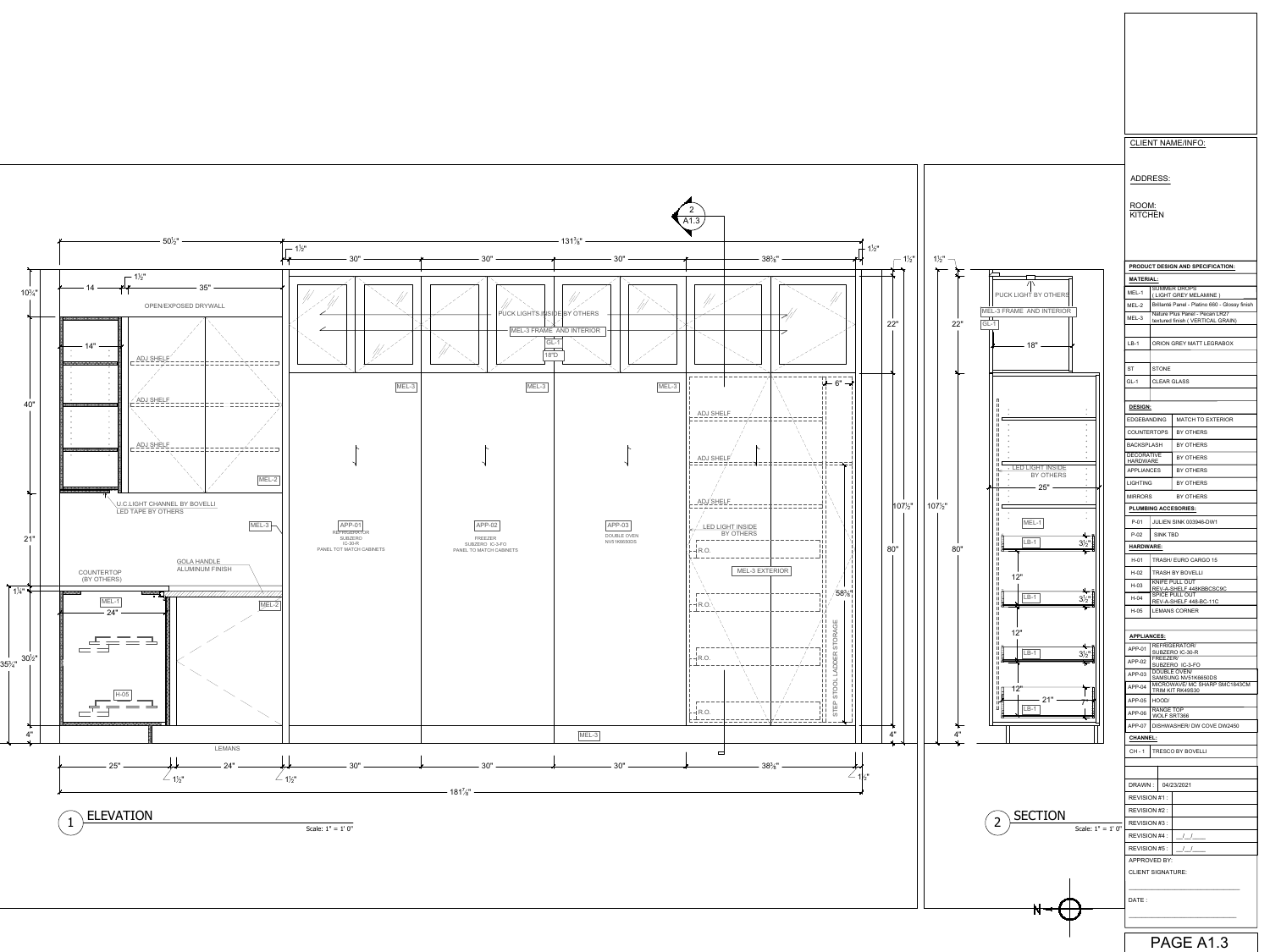# ELEVATION (1)

Scale: 1" = 1' 0"

- OPEN/EXPOSED DRYWALL
- ADJ SHELF
- ADJ SHELF
- ADJ SHELF
- MEL-2
- U.C.LIGHT CHANNEL BY BOVELLI LED TAPE BY OTHERS
- MEL-3
- COUNTERTOP (BY OTHERS)
- GOLA HANDLE ALUMINUM FINISH
- MEL-1
- MEL-2
- H-05
- LEMANS
- PUCK LIGHTS INSIDE BY OTHERS
- MEL-3 FRAME AND INTERIOR
- GL-1
- 18"D
- MEL-3
- APP-01 REFRIGERATOR SUBZERO IC-30-R PANEL TOT MATCH CABINETS
- APP-02 FREEZER SUBZERO IC-3-FO PANEL TO MATCH CABINETS
- APP-03 DOUBLE OVEN NV51K6650DS
- ADJ SHELF
- ADJ SHELF
- ADJ SHELF
- LED LIGHT INSIDE BY OTHERS
- R.O.
- MEL-3 EXTERIOR
- STEP STOOL LADDER STORAGE

Dimensions: 50½", 131⅞", 1½", 30", 30", 30", 38⅜", 1½", 14, 1½", 35", 14", 10¾", 40", 21", 1¼", 24", 35¾", 30½", 4", 22", 6", 58⅞", 107½", 80", 4", 25", 24", 1½", 1½", 30", 30", 30", 38⅜", 1½", 181⅞"

# SECTION (2)

Scale: 1" = 1' 0"

- PUCK LIGHT BY OTHERS
- MEL-3 FRAME AND INTERIOR
- GL-1
- LED LIGHT INSIDE BY OTHERS
- MEL-1
- LB-1
- LB-1
- LB-1
- LB-1

Dimensions: 1½", 22", 18", 107½", 25", 80", 12", 12", 12", 21", 3½", 3½", 3½", 7", 4"

---

CLIENT NAME/INFO:

ADDRESS:

ROOM: KITCHEN

**PRODUCT DESIGN AND SPECIFICATION:**

**MATERIAL:**

| | |
|---|---|
| MEL-1 | SUMMER DROPS ( LIGHT GREY MELAMINE ) |
| MEL-2 | Brillanté Panel - Platino 660 - Glossy finish |
| MEL-3 | Nature Plus Panel - Pecan LR27 textured finish ( VERTICAL GRAIN) |
| LB-1 | ORION GREY MATT LEGRABOX |
| ST | STONE |
| GL-1 | CLEAR GLASS |

**DESIGN:**

| | |
|---|---|
| EDGEBANDING | MATCH TO EXTERIOR |
| COUNTERTOPS | BY OTHERS |
| BACKSPLASH | BY OTHERS |
| DECORATIVE HARDWARE | BY OTHERS |
| APPLIANCES | BY OTHERS |
| LIGHTING | BY OTHERS |
| MIRRORS | BY OTHERS |

**PLUMBING ACCESORIES:**

| | |
|---|---|
| P-01 | JULIEN SINK 003946-DW1 |
| P-02 | SINK TBD |

**HARDWARE:**

| | |
|---|---|
| H-01 | TRASH/ EURO CARGO 15 |
| H-02 | TRASH BY BOVELLI |
| H-03 | KNIFE PULL OUT REV-A-SHELF 448KBBCSC9C |
| H-04 | SPICE PULL OUT REV-A-SHELF 448-BC-11C |
| H-05 | LEMANS CORNER |

**APPLIANCES:**

| | |
|---|---|
| APP-01 | REFRIGERATOR/ SUBZERO IC-30-R |
| APP-02 | FREEZER/ SUBZERO IC-3-FO |
| APP-03 | DOUBLE OVEN/ SAMSUNG NV51K6650DS |
| APP-04 | MICROWAVE/ MC SHARP SMC1843CM TRIM KIT RK49S30 |
| APP-05 | HOOD/ |
| APP-06 | RANGE TOP WOLF SRT366 |
| APP-07 | DISHWASHER/ DW COVE DW2450 |

**CHANNEL:**

| | |
|---|---|
| CH - 1 | TRESCO BY BOVELLI |

| | |
|---|---|
| DRAWN : | 04/23/2021 |
| REVISION #1 : | |
| REVISION #2 : | |
| REVISION #3 : | |
| REVISION #4 : | __/__/____ |
| REVISION #5 : | __/__/____ |

APPROVED BY:

CLIENT SIGNATURE:

DATE :

PAGE A1.3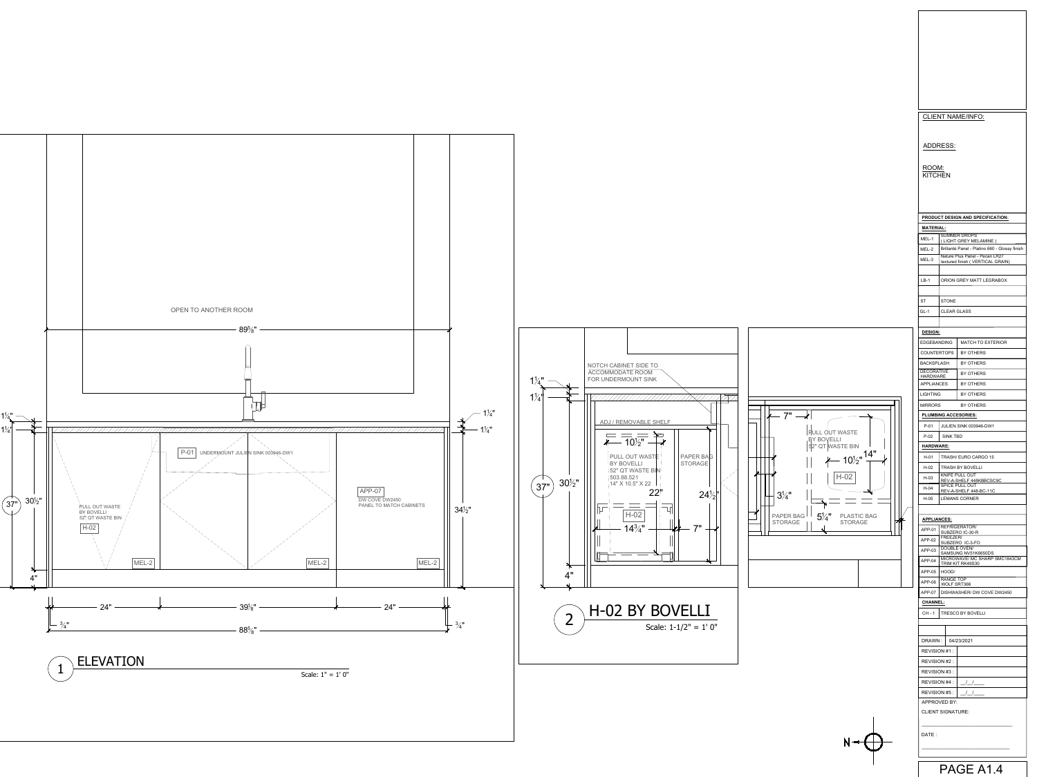OPEN TO ANOTHER ROOM

89⅝"

1¼"
1¼"

P-01 UNDERMOUNT JULIEN SINK 003946-DW1

APP-07
DW COVE DW2450
PANEL TO MATCH CABINETS

37"
30½"

PULL OUT WASTE
BY BOVELLI
52" QT WASTE BIN
H-02

34½"

MEL-2 MEL-2 MEL-2

4"

24" 39⅛" 24"

¾" 88⅝" ¾"

# 1 ELEVATION

Scale: 1" = 1' 0"

NOTCH CABINET SIDE TO ACCOMMODATE ROOM FOR UNDERMOUNT SINK

1¼"
1¼"

ADJ / REMOVABLE SHELF

10½"

PULL OUT WASTE
BY BOVELLI
52" QT WASTE BIN
503.88.521
14" X 10.5" X 22

PAPER BAG STORAGE

37"
30½"

22"

24½"

H-02

14¾"

7"

4"

7"

PULL OUT WASTE
BY BOVELLI
52" QT WASTE BIN

14"
10½"

H-02

3¼"

PAPER BAG STORAGE

5¼"

PLASTIC BAG STORAGE

# 2 H-02 BY BOVELLI

Scale: 1-1/2" = 1' 0"

CLIENT NAME/INFO:

ADDRESS:

ROOM:
KITCHEN

**PRODUCT DESIGN AND SPECIFICATION:**

**MATERIAL:**

| | |
|---|---|
| MEL-1 | SUMMER DROPS ( LIGHT GREY MELAMINE ) |
| MEL-2 | Brillanté Panel - Platino 660 - Glossy finish |
| MEL-3 | Nature Plus Panel - Pecan LR27 textured finish ( VERTICAL GRAIN) |
| LB-1 | ORION GREY MATT LEGRABOX |
| ST | STONE |
| GL-1 | CLEAR GLASS |

**DESIGN:**

| | |
|---|---|
| EDGEBANDING | MATCH TO EXTERIOR |
| COUNTERTOPS | BY OTHERS |
| BACKSPLASH | BY OTHERS |
| DECORATIVE HARDWARE | BY OTHERS |
| APPLIANCES | BY OTHERS |
| LIGHTING | BY OTHERS |
| MIRRORS | BY OTHERS |

**PLUMBING ACCESORIES:**

| | |
|---|---|
| P-01 | JULIEN SINK 003946-DW1 |
| P-02 | SINK TBD |

**HARDWARE:**

| | |
|---|---|
| H-01 | TRASH/ EURO CARGO 15 |
| H-02 | TRASH BY BOVELLI |
| H-03 | KNIFE PULL OUT REV-A-SHELF 448KBBCSC9C |
| H-04 | SPICE PULL OUT REV-A-SHELF 448-BC-11C |
| H-05 | LEMANS CORNER |

**APPLIANCES:**

| | |
|---|---|
| APP-01 | REFRIGERATOR/ SUBZERO IC-30-R |
| APP-02 | FREEZER/ SUBZERO IC-3-FO |
| APP-03 | DOUBLE OVEN/ SAMSUNG NV51K6650DS |
| APP-04 | MICROWAVE/ MC SHARP SMC1843CM TRIM KIT RK49S30 |
| APP-05 | HOOD/ |
| APP-06 | RANGE TOP WOLF SRT366 |
| APP-07 | DISHWASHER/ DW COVE DW2450 |

**CHANNEL:**

| | |
|---|---|
| CH - 1 | TRESCO BY BOVELLI |

| | |
|---|---|
| DRAWN : | 04/23/2021 |
| REVISION #1 : | |
| REVISION #2 : | |
| REVISION #3 : | |
| REVISION #4 : | __/__/____ |
| REVISION #5 : | __/__/____ |

APPROVED BY:

CLIENT SIGNATURE:

DATE :

N

PAGE A1.4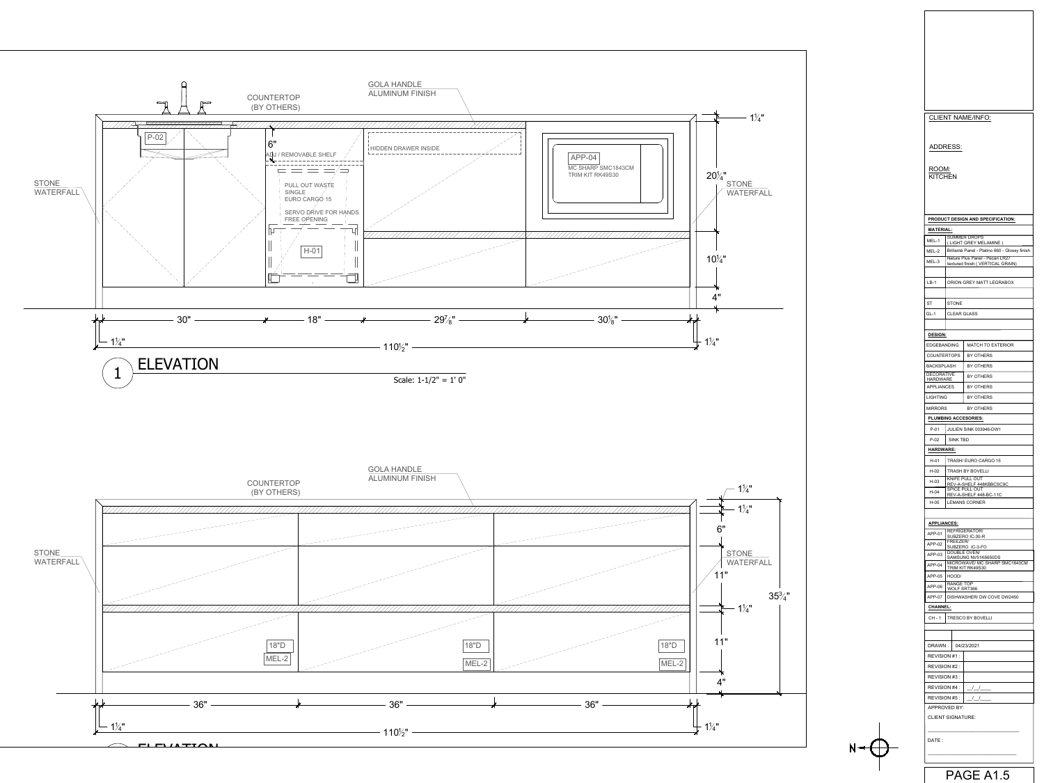COUNTERTOP (BY OTHERS)

GOLA HANDLE ALUMINUM FINISH

STONE WATERFALL

STONE WATERFALL

P-02

6"

ADJ / REMOVABLE SHELF

PULL OUT WASTE SINGLE EURO CARGO 15

SERVO DRIVE FOR HANDS FREE OPENING

H-01

HIDDEN DRAWER INSIDE

APP-04

MC SHARP SMC1843CM TRIM KIT RK49S30

1¼"

20¼"

10¼"

4"

30" — 18" — 29⅞" — 30⅛"

1¼" — 110½" — 1¼"

# 1 ELEVATION

Scale: 1-1/2" = 1' 0"

COUNTERTOP (BY OTHERS)

GOLA HANDLE ALUMINUM FINISH

STONE WATERFALL

STONE WATERFALL

18"D MEL-2

18"D MEL-2

18"D MEL-2

1¼"

1¼"

6"

11"

35¾"

1¼"

11"

4"

36" — 36" — 36"

1¼" — 110½" — 1¼"

ELEVATION

CLIENT NAME/INFO:

ADDRESS:

ROOM: KITCHEN

**PRODUCT DESIGN AND SPECIFICATION:**

| | |
|---|---|
| **MATERIAL:** | |
| MEL-1 | SUMMER DROPS ( LIGHT GREY MELAMINE ) |
| MEL-2 | Brillanté Panel - Platino 660 - Glossy finish |
| MEL-3 | Nature Plus Panel - Pecan LR27 textured finish ( VERTICAL GRAIN) |
| LB-1 | ORION GREY MATT LEGRABOX |
| ST | STONE |
| GL-1 | CLEAR GLASS |
| **DESIGN:** | |
| EDGEBANDING | MATCH TO EXTERIOR |
| COUNTERTOPS | BY OTHERS |
| BACKSPLASH | BY OTHERS |
| DECORATIVE HARDWARE | BY OTHERS |
| APPLIANCES | BY OTHERS |
| LIGHTING | BY OTHERS |
| MIRRORS | BY OTHERS |
| **PLUMBING ACCESORIES:** | |
| P-01 | JULIEN SINK 003946-DW1 |
| P-02 | SINK TBD |
| **HARDWARE:** | |
| H-01 | TRASH/ EURO CARGO 15 |
| H-02 | TRASH BY BOVELLI |
| H-03 | KNIFE PULL OUT REV-A-SHELF 448KBBCSC9C |
| H-04 | SPICE PULL OUT REV-A-SHELF 448-BC-11C |
| H-05 | LEMANS CORNER |
| **APPLIANCES:** | |
| APP-01 | REFRIGERATOR/ SUBZERO IC-30-R |
| APP-02 | FREEZER/ SUBZERO IC-3-FO |
| APP-03 | DOUBLE OVEN/ SAMSUNG NV51K6650DS |
| APP-04 | MICROWAVE/ MC SHARP SMC1843CM TRIM KIT RK49S30 |
| APP-05 | HOOD/ |
| APP-06 | RANGE TOP WOLF SRT366 |
| APP-07 | DISHWASHER/ DW COVE DW2450 |
| **CHANNEL:** | |
| CH - 1 | TRESCO BY BOVELLI |

| | |
|---|---|
| DRAWN : | 04/23/2021 |
| REVISION #1 : | |
| REVISION #2 : | |
| REVISION #3 : | |
| REVISION #4 : | __/__/____ |
| REVISION #5 : | __/__/____ |

APPROVED BY:

CLIENT SIGNATURE:

DATE :

N

PAGE A1.5